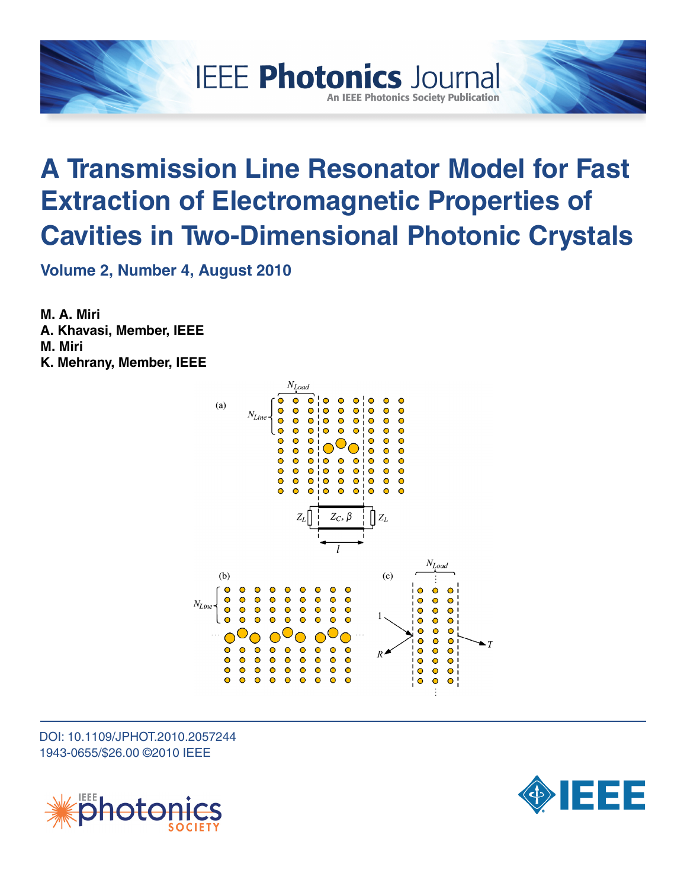IEEE Photonics Journal

An IEEE Photonics Society Publication

# A Transmission Line Resonator Model for Fast Extraction of Electromagnetic Properties of Cavities in Two-Dimensional Photonic Crystals

**Volume 2, Number 4, August 2010**

**M. A. Miri**
**A. Khavasi, Member, IEEE**
**M. Miri**
**K. Mehrany, Member, IEEE**

DOI: 10.1109/JPHOT.2010.2057244
1943-0655/$26.00 ©2010 IEEE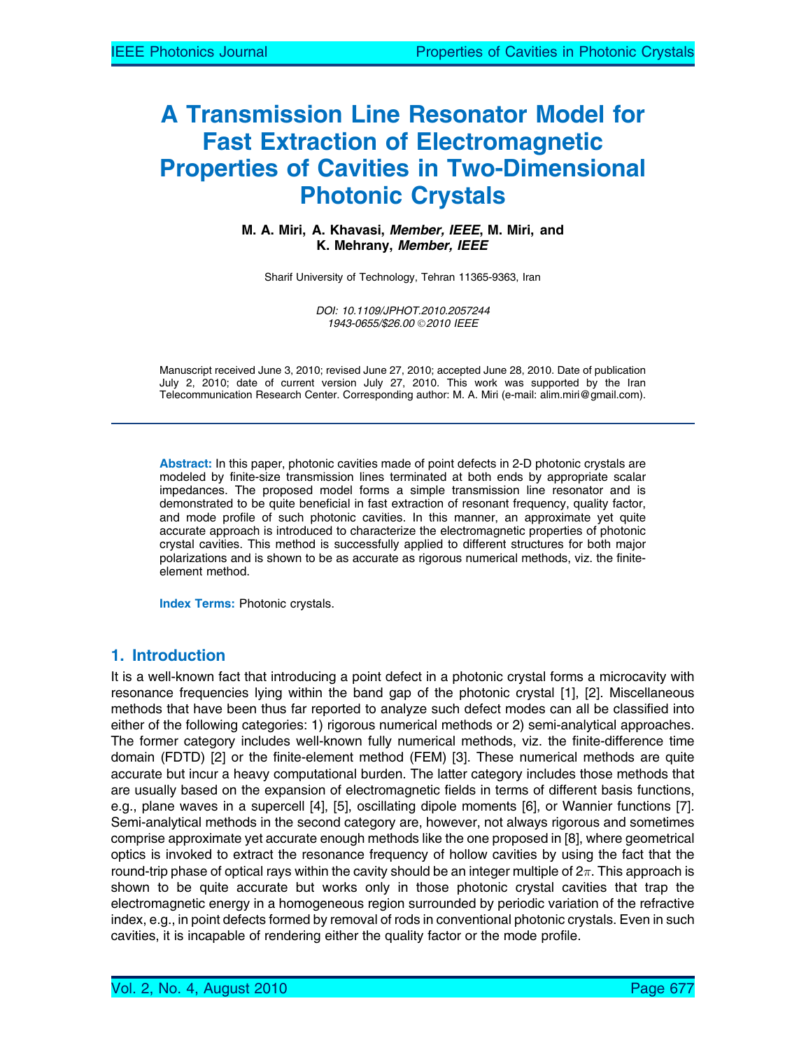# A Transmission Line Resonator Model for Fast Extraction of Electromagnetic Properties of Cavities in Two-Dimensional Photonic Crystals

**M. A. Miri, A. Khavasi, *Member, IEEE*, M. Miri, and K. Mehrany, *Member, IEEE***

Sharif University of Technology, Tehran 11365-9363, Iran

*DOI: 10.1109/JPHOT.2010.2057244*
*1943-0655/$26.00 ©2010 IEEE*

Manuscript received June 3, 2010; revised June 27, 2010; accepted June 28, 2010. Date of publication July 2, 2010; date of current version July 27, 2010. This work was supported by the Iran Telecommunication Research Center. Corresponding author: M. A. Miri (e-mail: alim.miri@gmail.com).

**Abstract:** In this paper, photonic cavities made of point defects in 2-D photonic crystals are modeled by finite-size transmission lines terminated at both ends by appropriate scalar impedances. The proposed model forms a simple transmission line resonator and is demonstrated to be quite beneficial in fast extraction of resonant frequency, quality factor, and mode profile of such photonic cavities. In this manner, an approximate yet quite accurate approach is introduced to characterize the electromagnetic properties of photonic crystal cavities. This method is successfully applied to different structures for both major polarizations and is shown to be as accurate as rigorous numerical methods, viz. the finite-element method.

**Index Terms:** Photonic crystals.

## 1. Introduction

It is a well-known fact that introducing a point defect in a photonic crystal forms a microcavity with resonance frequencies lying within the band gap of the photonic crystal [1], [2]. Miscellaneous methods that have been thus far reported to analyze such defect modes can all be classified into either of the following categories: 1) rigorous numerical methods or 2) semi-analytical approaches. The former category includes well-known fully numerical methods, viz. the finite-difference time domain (FDTD) [2] or the finite-element method (FEM) [3]. These numerical methods are quite accurate but incur a heavy computational burden. The latter category includes those methods that are usually based on the expansion of electromagnetic fields in terms of different basis functions, e.g., plane waves in a supercell [4], [5], oscillating dipole moments [6], or Wannier functions [7]. Semi-analytical methods in the second category are, however, not always rigorous and sometimes comprise approximate yet accurate enough methods like the one proposed in [8], where geometrical optics is invoked to extract the resonance frequency of hollow cavities by using the fact that the round-trip phase of optical rays within the cavity should be an integer multiple of $2\pi$. This approach is shown to be quite accurate but works only in those photonic crystal cavities that trap the electromagnetic energy in a homogeneous region surrounded by periodic variation of the refractive index, e.g., in point defects formed by removal of rods in conventional photonic crystals. Even in such cavities, it is incapable of rendering either the quality factor or the mode profile.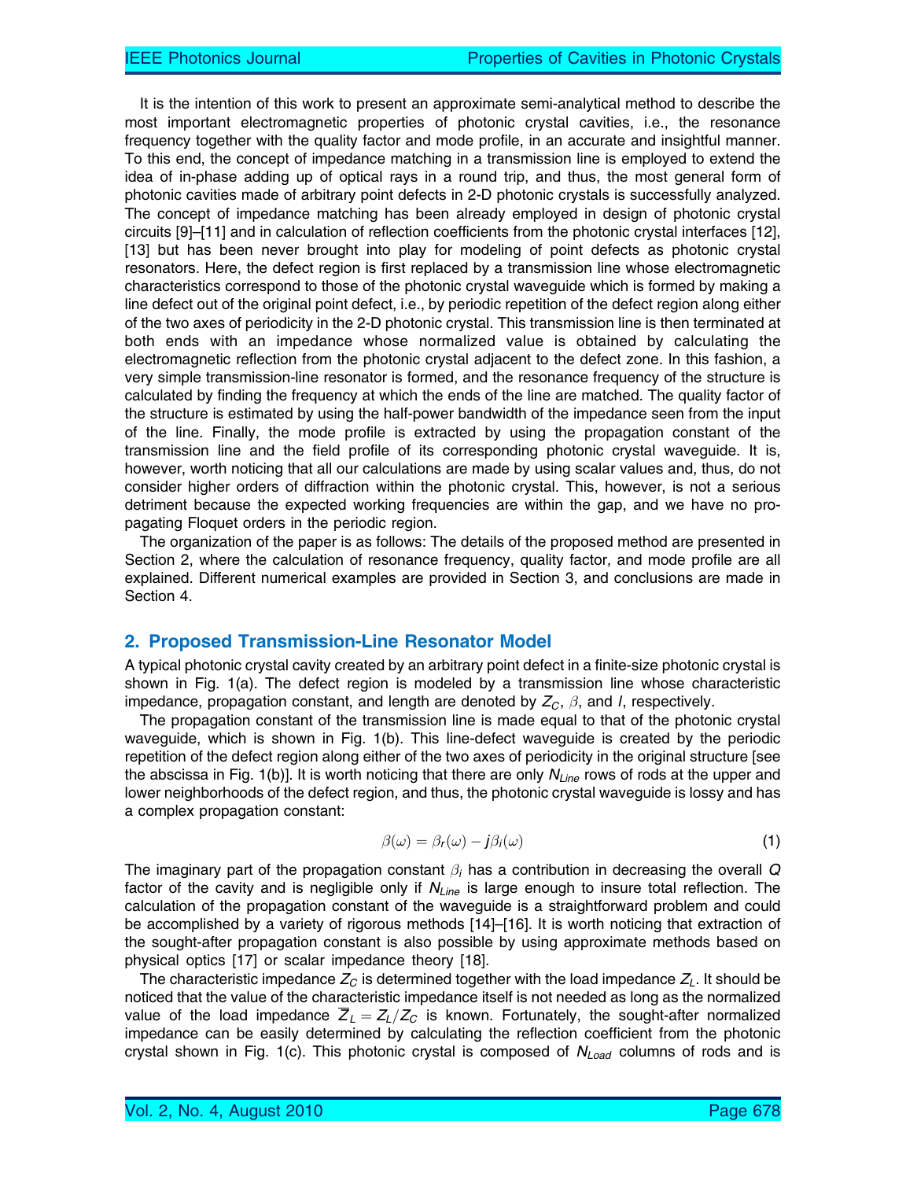It is the intention of this work to present an approximate semi-analytical method to describe the most important electromagnetic properties of photonic crystal cavities, i.e., the resonance frequency together with the quality factor and mode profile, in an accurate and insightful manner. To this end, the concept of impedance matching in a transmission line is employed to extend the idea of in-phase adding up of optical rays in a round trip, and thus, the most general form of photonic cavities made of arbitrary point defects in 2-D photonic crystals is successfully analyzed. The concept of impedance matching has been already employed in design of photonic crystal circuits [9]–[11] and in calculation of reflection coefficients from the photonic crystal interfaces [12], [13] but has been never brought into play for modeling of point defects as photonic crystal resonators. Here, the defect region is first replaced by a transmission line whose electromagnetic characteristics correspond to those of the photonic crystal waveguide which is formed by making a line defect out of the original point defect, i.e., by periodic repetition of the defect region along either of the two axes of periodicity in the 2-D photonic crystal. This transmission line is then terminated at both ends with an impedance whose normalized value is obtained by calculating the electromagnetic reflection from the photonic crystal adjacent to the defect zone. In this fashion, a very simple transmission-line resonator is formed, and the resonance frequency of the structure is calculated by finding the frequency at which the ends of the line are matched. The quality factor of the structure is estimated by using the half-power bandwidth of the impedance seen from the input of the line. Finally, the mode profile is extracted by using the propagation constant of the transmission line and the field profile of its corresponding photonic crystal waveguide. It is, however, worth noticing that all our calculations are made by using scalar values and, thus, do not consider higher orders of diffraction within the photonic crystal. This, however, is not a serious detriment because the expected working frequencies are within the gap, and we have no propagating Floquet orders in the periodic region.

The organization of the paper is as follows: The details of the proposed method are presented in Section 2, where the calculation of resonance frequency, quality factor, and mode profile are all explained. Different numerical examples are provided in Section 3, and conclusions are made in Section 4.

## 2. Proposed Transmission-Line Resonator Model

A typical photonic crystal cavity created by an arbitrary point defect in a finite-size photonic crystal is shown in Fig. 1(a). The defect region is modeled by a transmission line whose characteristic impedance, propagation constant, and length are denoted by $Z_C$, $\beta$, and $l$, respectively.

The propagation constant of the transmission line is made equal to that of the photonic crystal waveguide, which is shown in Fig. 1(b). This line-defect waveguide is created by the periodic repetition of the defect region along either of the two axes of periodicity in the original structure [see the abscissa in Fig. 1(b)]. It is worth noticing that there are only $N_{Line}$ rows of rods at the upper and lower neighborhoods of the defect region, and thus, the photonic crystal waveguide is lossy and has a complex propagation constant:

$$\beta(\omega) = \beta_r(\omega) - j\beta_i(\omega) \tag{1}$$

The imaginary part of the propagation constant $\beta_i$ has a contribution in decreasing the overall $Q$ factor of the cavity and is negligible only if $N_{Line}$ is large enough to insure total reflection. The calculation of the propagation constant of the waveguide is a straightforward problem and could be accomplished by a variety of rigorous methods [14]–[16]. It is worth noticing that extraction of the sought-after propagation constant is also possible by using approximate methods based on physical optics [17] or scalar impedance theory [18].

The characteristic impedance $Z_C$ is determined together with the load impedance $Z_L$. It should be noticed that the value of the characteristic impedance itself is not needed as long as the normalized value of the load impedance $\overline{Z}_L = Z_L/Z_C$ is known. Fortunately, the sought-after normalized impedance can be easily determined by calculating the reflection coefficient from the photonic crystal shown in Fig. 1(c). This photonic crystal is composed of $N_{Load}$ columns of rods and is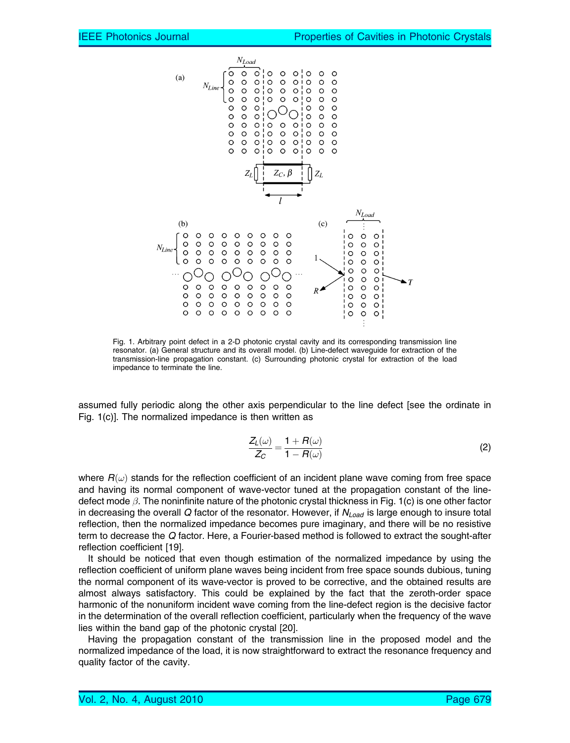Fig. 1. Arbitrary point defect in a 2-D photonic crystal cavity and its corresponding transmission line resonator. (a) General structure and its overall model. (b) Line-defect waveguide for extraction of the transmission-line propagation constant. (c) Surrounding photonic crystal for extraction of the load impedance to terminate the line.

assumed fully periodic along the other axis perpendicular to the line defect [see the ordinate in Fig. 1(c)]. The normalized impedance is then written as

$$\frac{Z_L(\omega)}{Z_C} = \frac{1 + R(\omega)}{1 - R(\omega)} \tag{2}$$

where $R(\omega)$ stands for the reflection coefficient of an incident plane wave coming from free space and having its normal component of wave-vector tuned at the propagation constant of the line-defect mode $\beta$. The noninfinite nature of the photonic crystal thickness in Fig. 1(c) is one other factor in decreasing the overall $Q$ factor of the resonator. However, if $N_{Load}$ is large enough to insure total reflection, then the normalized impedance becomes pure imaginary, and there will be no resistive term to decrease the $Q$ factor. Here, a Fourier-based method is followed to extract the sought-after reflection coefficient [19].

It should be noticed that even though estimation of the normalized impedance by using the reflection coefficient of uniform plane waves being incident from free space sounds dubious, tuning the normal component of its wave-vector is proved to be corrective, and the obtained results are almost always satisfactory. This could be explained by the fact that the zeroth-order space harmonic of the nonuniform incident wave coming from the line-defect region is the decisive factor in the determination of the overall reflection coefficient, particularly when the frequency of the wave lies within the band gap of the photonic crystal [20].

Having the propagation constant of the transmission line in the proposed model and the normalized impedance of the load, it is now straightforward to extract the resonance frequency and quality factor of the cavity.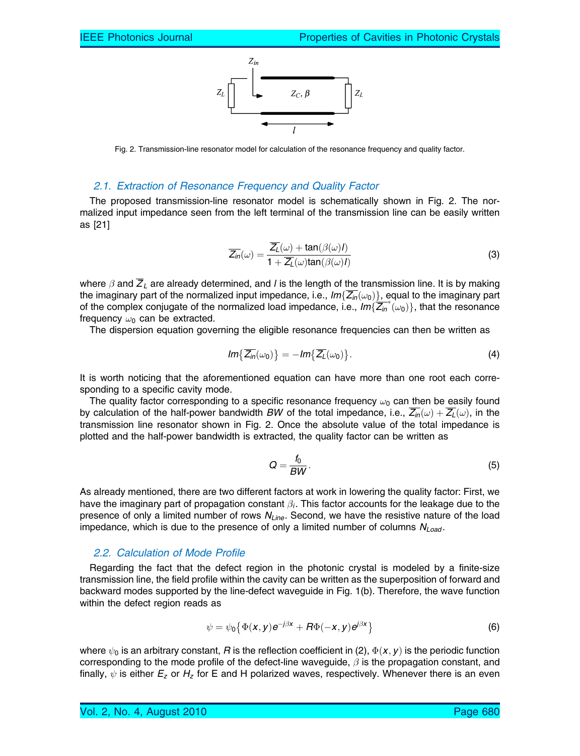Fig. 2. Transmission-line resonator model for calculation of the resonance frequency and quality factor.

### 2.1. Extraction of Resonance Frequency and Quality Factor

The proposed transmission-line resonator model is schematically shown in Fig. 2. The normalized input impedance seen from the left terminal of the transmission line can be easily written as [21]

$$\overline{Z_{in}}(\omega) = \frac{\overline{Z_L}(\omega) + \tan(\beta(\omega)l)}{1 + \overline{Z_L}(\omega)\tan(\beta(\omega)l)} \tag{3}$$

where $\beta$ and $\overline{Z}_L$ are already determined, and $l$ is the length of the transmission line. It is by making the imaginary part of the normalized input impedance, i.e., $Im\{\overline{Z_{in}}(\omega_0)\}$, equal to the imaginary part of the complex conjugate of the normalized load impedance, i.e., $Im\{\overline{Z_{in}}^*(\omega_0)\}$, that the resonance frequency $\omega_0$ can be extracted.

The dispersion equation governing the eligible resonance frequencies can then be written as

$$Im\{\overline{Z_{in}}(\omega_0)\} = -Im\{\overline{Z_L}(\omega_0)\}. \tag{4}$$

It is worth noticing that the aforementioned equation can have more than one root each corresponding to a specific cavity mode.

The quality factor corresponding to a specific resonance frequency $\omega_0$ can then be easily found by calculation of the half-power bandwidth $BW$ of the total impedance, i.e., $\overline{Z_{in}}(\omega) + \overline{Z_L}(\omega)$, in the transmission line resonator shown in Fig. 2. Once the absolute value of the total impedance is plotted and the half-power bandwidth is extracted, the quality factor can be written as

$$Q = \frac{f_0}{BW}. \tag{5}$$

As already mentioned, there are two different factors at work in lowering the quality factor: First, we have the imaginary part of propagation constant $\beta_i$. This factor accounts for the leakage due to the presence of only a limited number of rows $N_{Line}$. Second, we have the resistive nature of the load impedance, which is due to the presence of only a limited number of columns $N_{Load}$.

### 2.2. Calculation of Mode Profile

Regarding the fact that the defect region in the photonic crystal is modeled by a finite-size transmission line, the field profile within the cavity can be written as the superposition of forward and backward modes supported by the line-defect waveguide in Fig. 1(b). Therefore, the wave function within the defect region reads as

$$\psi = \psi_0\{\Phi(x, y)e^{-j\beta x} + R\Phi(-x, y)e^{j\beta x}\} \tag{6}$$

where $\psi_0$ is an arbitrary constant, $R$ is the reflection coefficient in (2), $\Phi(x, y)$ is the periodic function corresponding to the mode profile of the defect-line waveguide, $\beta$ is the propagation constant, and finally, $\psi$ is either $E_z$ or $H_z$ for E and H polarized waves, respectively. Whenever there is an even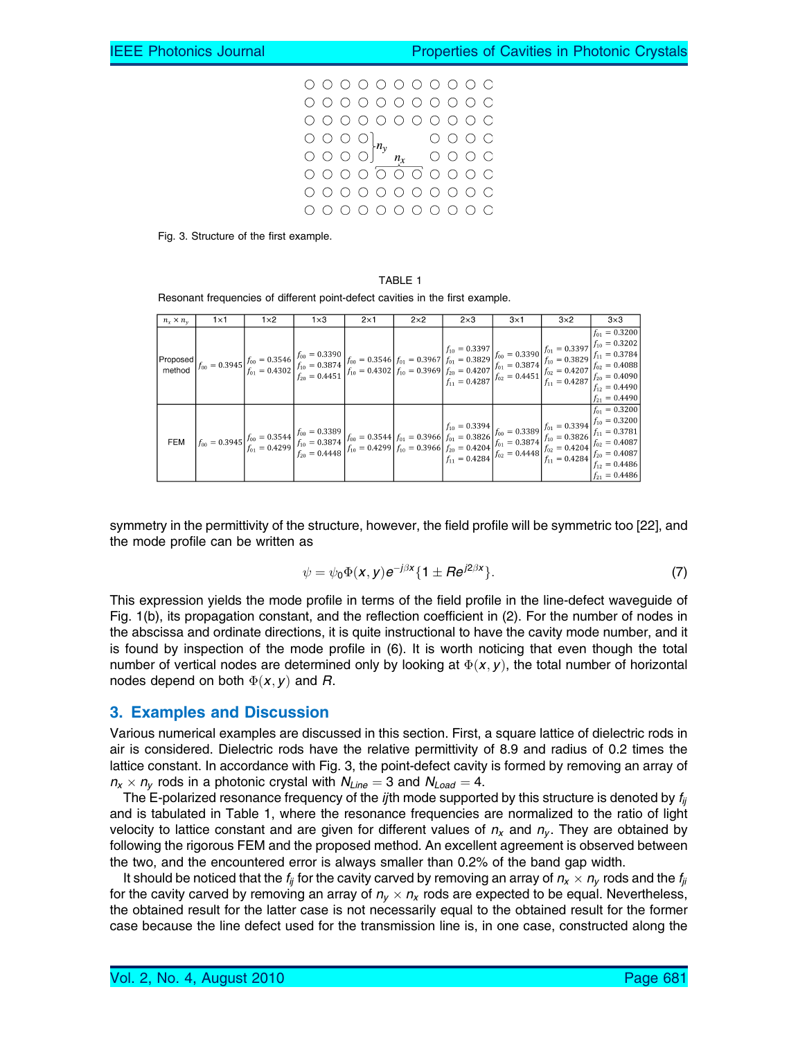Fig. 3. Structure of the first example.

TABLE 1

Resonant frequencies of different point-defect cavities in the first example.

| $n_x \times n_y$ | 1×1 | 1×2 | 1×3 | 2×1 | 2×2 | 2×3 | 3×1 | 3×2 | 3×3 |
|---|---|---|---|---|---|---|---|---|---|
| Proposed method | $f_{00} = 0.3945$ | $f_{00} = 0.3546$ $f_{01} = 0.4302$ | $f_{00} = 0.3390$ $f_{10} = 0.3874$ $f_{20} = 0.4451$ | $f_{00} = 0.3546$ $f_{10} = 0.4302$ | $f_{01} = 0.3967$ $f_{10} = 0.3969$ | $f_{10} = 0.3397$ $f_{01} = 0.3829$ $f_{20} = 0.4207$ $f_{11} = 0.4287$ | $f_{00} = 0.3390$ $f_{01} = 0.3874$ $f_{02} = 0.4451$ | $f_{01} = 0.3397$ $f_{10} = 0.3829$ $f_{02} = 0.4207$ $f_{11} = 0.4287$ | $f_{01} = 0.3200$ $f_{10} = 0.3202$ $f_{11} = 0.3784$ $f_{02} = 0.4088$ $f_{20} = 0.4090$ $f_{12} = 0.4490$ $f_{21} = 0.4490$ |
| FEM | $f_{00} = 0.3945$ | $f_{00} = 0.3544$ $f_{01} = 0.4299$ | $f_{00} = 0.3389$ $f_{10} = 0.3874$ $f_{20} = 0.4448$ | $f_{00} = 0.3544$ $f_{10} = 0.4299$ | $f_{01} = 0.3966$ $f_{10} = 0.3966$ | $f_{10} = 0.3394$ $f_{01} = 0.3826$ $f_{20} = 0.4204$ $f_{11} = 0.4284$ | $f_{00} = 0.3389$ $f_{01} = 0.3874$ $f_{02} = 0.4448$ | $f_{01} = 0.3394$ $f_{10} = 0.3826$ $f_{02} = 0.4204$ $f_{11} = 0.4284$ | $f_{01} = 0.3200$ $f_{10} = 0.3200$ $f_{11} = 0.3781$ $f_{02} = 0.4087$ $f_{20} = 0.4087$ $f_{12} = 0.4486$ $f_{21} = 0.4486$ |

symmetry in the permittivity of the structure, however, the field profile will be symmetric too [22], and the mode profile can be written as

$$\psi = \psi_0 \Phi(x, y) e^{-j\beta x}\{1 \pm Re^{j2\beta x}\}. \tag{7}$$

This expression yields the mode profile in terms of the field profile in the line-defect waveguide of Fig. 1(b), its propagation constant, and the reflection coefficient in (2). For the number of nodes in the abscissa and ordinate directions, it is quite instructional to have the cavity mode number, and it is found by inspection of the mode profile in (6). It is worth noticing that even though the total number of vertical nodes are determined only by looking at $\Phi(x, y)$, the total number of horizontal nodes depend on both $\Phi(x, y)$ and $R$.

## 3. Examples and Discussion

Various numerical examples are discussed in this section. First, a square lattice of dielectric rods in air is considered. Dielectric rods have the relative permittivity of 8.9 and radius of 0.2 times the lattice constant. In accordance with Fig. 3, the point-defect cavity is formed by removing an array of $n_x \times n_y$ rods in a photonic crystal with $N_{Line} = 3$ and $N_{Load} = 4$.

The E-polarized resonance frequency of the $ij$th mode supported by this structure is denoted by $f_{ij}$ and is tabulated in Table 1, where the resonance frequencies are normalized to the ratio of light velocity to lattice constant and are given for different values of $n_x$ and $n_y$. They are obtained by following the rigorous FEM and the proposed method. An excellent agreement is observed between the two, and the encountered error is always smaller than 0.2% of the band gap width.

It should be noticed that the $f_{ij}$ for the cavity carved by removing an array of $n_x \times n_y$ rods and the $f_{ji}$ for the cavity carved by removing an array of $n_y \times n_x$ rods are expected to be equal. Nevertheless, the obtained result for the latter case is not necessarily equal to the obtained result for the former case because the line defect used for the transmission line is, in one case, constructed along the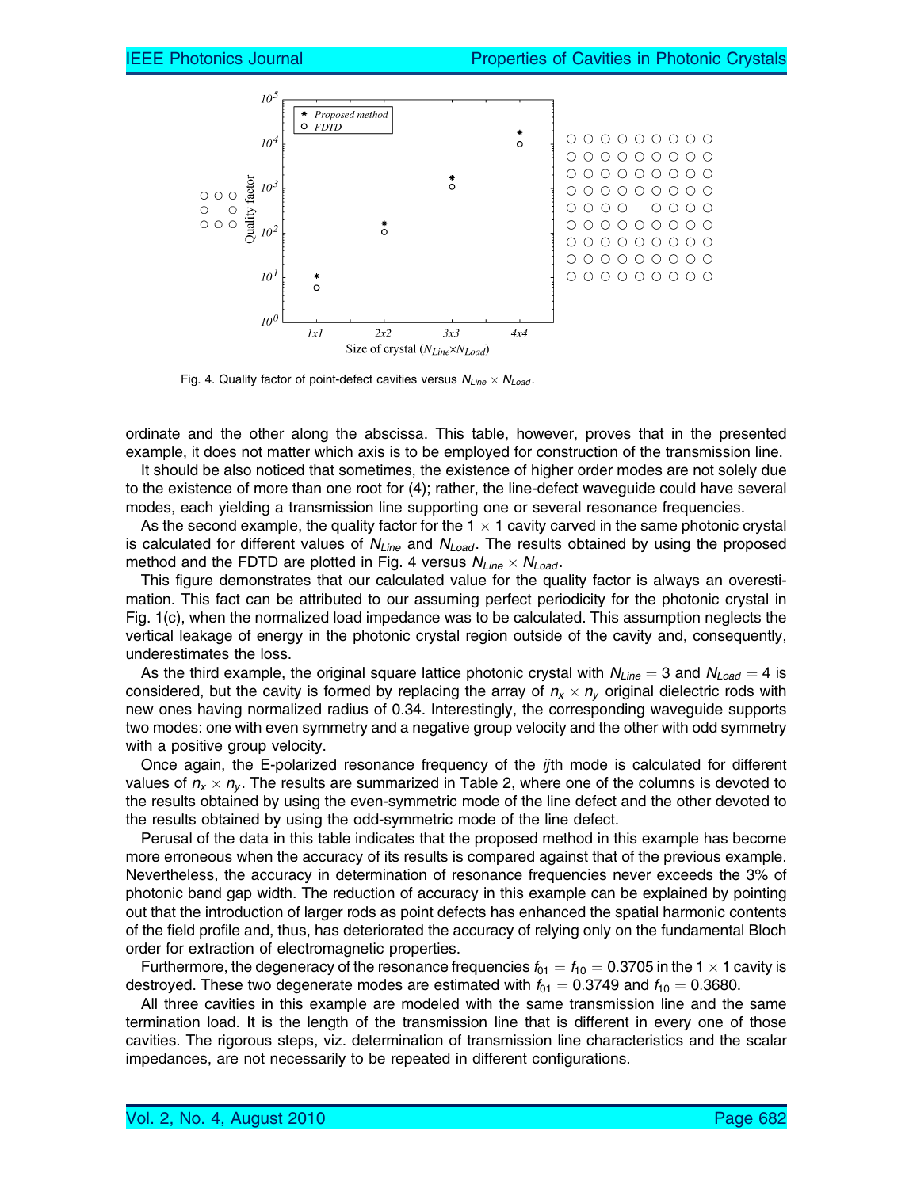Fig. 4. Quality factor of point-defect cavities versus $N_{Line} \times N_{Load}$.

ordinate and the other along the abscissa. This table, however, proves that in the presented example, it does not matter which axis is to be employed for construction of the transmission line.

It should be also noticed that sometimes, the existence of higher order modes are not solely due to the existence of more than one root for (4); rather, the line-defect waveguide could have several modes, each yielding a transmission line supporting one or several resonance frequencies.

As the second example, the quality factor for the $1 \times 1$ cavity carved in the same photonic crystal is calculated for different values of $N_{Line}$ and $N_{Load}$. The results obtained by using the proposed method and the FDTD are plotted in Fig. 4 versus $N_{Line} \times N_{Load}$.

This figure demonstrates that our calculated value for the quality factor is always an overestimation. This fact can be attributed to our assuming perfect periodicity for the photonic crystal in Fig. 1(c), when the normalized load impedance was to be calculated. This assumption neglects the vertical leakage of energy in the photonic crystal region outside of the cavity and, consequently, underestimates the loss.

As the third example, the original square lattice photonic crystal with $N_{Line} = 3$ and $N_{Load} = 4$ is considered, but the cavity is formed by replacing the array of $n_x \times n_y$ original dielectric rods with new ones having normalized radius of 0.34. Interestingly, the corresponding waveguide supports two modes: one with even symmetry and a negative group velocity and the other with odd symmetry with a positive group velocity.

Once again, the E-polarized resonance frequency of the *ij*th mode is calculated for different values of $n_x \times n_y$. The results are summarized in Table 2, where one of the columns is devoted to the results obtained by using the even-symmetric mode of the line defect and the other devoted to the results obtained by using the odd-symmetric mode of the line defect.

Perusal of the data in this table indicates that the proposed method in this example has become more erroneous when the accuracy of its results is compared against that of the previous example. Nevertheless, the accuracy in determination of resonance frequencies never exceeds the 3% of photonic band gap width. The reduction of accuracy in this example can be explained by pointing out that the introduction of larger rods as point defects has enhanced the spatial harmonic contents of the field profile and, thus, has deteriorated the accuracy of relying only on the fundamental Bloch order for extraction of electromagnetic properties.

Furthermore, the degeneracy of the resonance frequencies $f_{01} = f_{10} = 0.3705$ in the $1 \times 1$ cavity is destroyed. These two degenerate modes are estimated with $f_{01} = 0.3749$ and $f_{10} = 0.3680$.

All three cavities in this example are modeled with the same transmission line and the same termination load. It is the length of the transmission line that is different in every one of those cavities. The rigorous steps, viz. determination of transmission line characteristics and the scalar impedances, are not necessarily to be repeated in different configurations.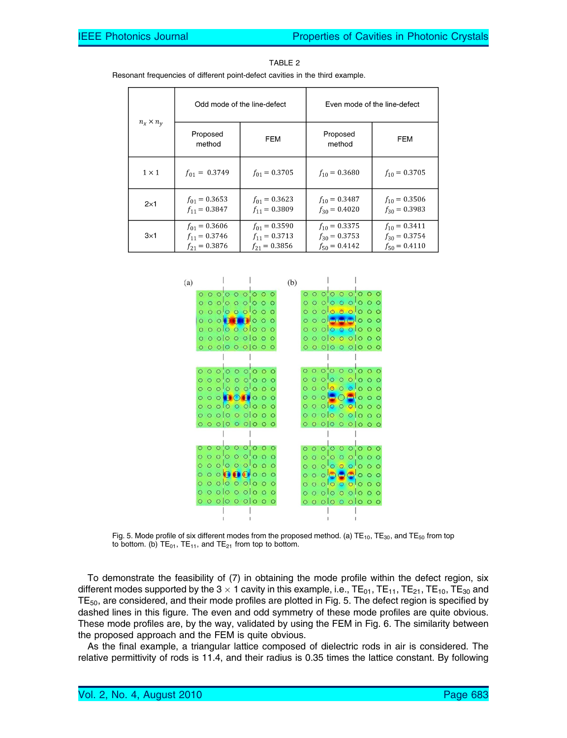TABLE 2

Resonant frequencies of different point-defect cavities in the third example.

| $n_x \times n_y$ | Odd mode of the line-defect | | Even mode of the line-defect | |
|---|---|---|---|---|
| | Proposed method | FEM | Proposed method | FEM |
| 1 × 1 | $f_{01} = 0.3749$ | $f_{01} = 0.3705$ | $f_{10} = 0.3680$ | $f_{10} = 0.3705$ |
| 2×1 | $f_{01} = 0.3653$<br>$f_{11} = 0.3847$ | $f_{01} = 0.3623$<br>$f_{11} = 0.3809$ | $f_{10} = 0.3487$<br>$f_{30} = 0.4020$ | $f_{10} = 0.3506$<br>$f_{30} = 0.3983$ |
| 3×1 | $f_{01} = 0.3606$<br>$f_{11} = 0.3746$<br>$f_{21} = 0.3876$ | $f_{01} = 0.3590$<br>$f_{11} = 0.3713$<br>$f_{21} = 0.3856$ | $f_{10} = 0.3375$<br>$f_{30} = 0.3753$<br>$f_{50} = 0.4142$ | $f_{10} = 0.3411$<br>$f_{30} = 0.3754$<br>$f_{50} = 0.4110$ |

Fig. 5. Mode profile of six different modes from the proposed method. (a) $TE_{10}$, $TE_{30}$, and $TE_{50}$ from top to bottom. (b) $TE_{01}$, $TE_{11}$, and $TE_{21}$ from top to bottom.

To demonstrate the feasibility of (7) in obtaining the mode profile within the defect region, six different modes supported by the 3 × 1 cavity in this example, i.e., $TE_{01}$, $TE_{11}$, $TE_{21}$, $TE_{10}$, $TE_{30}$ and $TE_{50}$, are considered, and their mode profiles are plotted in Fig. 5. The defect region is specified by dashed lines in this figure. The even and odd symmetry of these mode profiles are quite obvious. These mode profiles are, by the way, validated by using the FEM in Fig. 6. The similarity between the proposed approach and the FEM is quite obvious.

As the final example, a triangular lattice composed of dielectric rods in air is considered. The relative permittivity of rods is 11.4, and their radius is 0.35 times the lattice constant. By following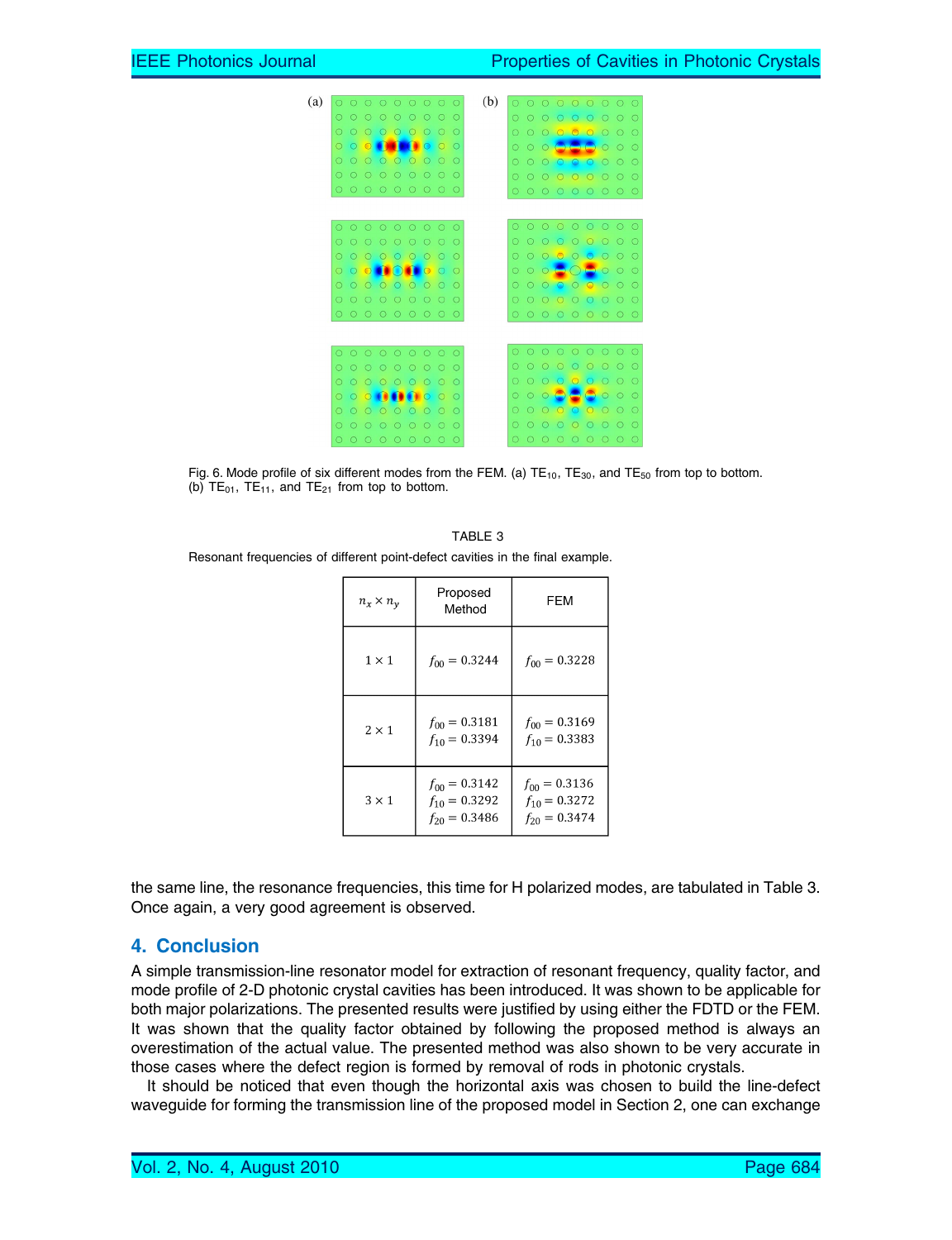Fig. 6. Mode profile of six different modes from the FEM. (a) $TE_{10}$, $TE_{30}$, and $TE_{50}$ from top to bottom. (b) $TE_{01}$, $TE_{11}$, and $TE_{21}$ from top to bottom.

TABLE 3

Resonant frequencies of different point-defect cavities in the final example.

| $n_x \times n_y$ | Proposed Method | FEM |
|---|---|---|
| $1 \times 1$ | $f_{00} = 0.3244$ | $f_{00} = 0.3228$ |
| $2 \times 1$ | $f_{00} = 0.3181$<br>$f_{10} = 0.3394$ | $f_{00} = 0.3169$<br>$f_{10} = 0.3383$ |
| $3 \times 1$ | $f_{00} = 0.3142$<br>$f_{10} = 0.3292$<br>$f_{20} = 0.3486$ | $f_{00} = 0.3136$<br>$f_{10} = 0.3272$<br>$f_{20} = 0.3474$ |

the same line, the resonance frequencies, this time for H polarized modes, are tabulated in Table 3. Once again, a very good agreement is observed.

## 4. Conclusion

A simple transmission-line resonator model for extraction of resonant frequency, quality factor, and mode profile of 2-D photonic crystal cavities has been introduced. It was shown to be applicable for both major polarizations. The presented results were justified by using either the FDTD or the FEM. It was shown that the quality factor obtained by following the proposed method is always an overestimation of the actual value. The presented method was also shown to be very accurate in those cases where the defect region is formed by removal of rods in photonic crystals.

It should be noticed that even though the horizontal axis was chosen to build the line-defect waveguide for forming the transmission line of the proposed model in Section 2, one can exchange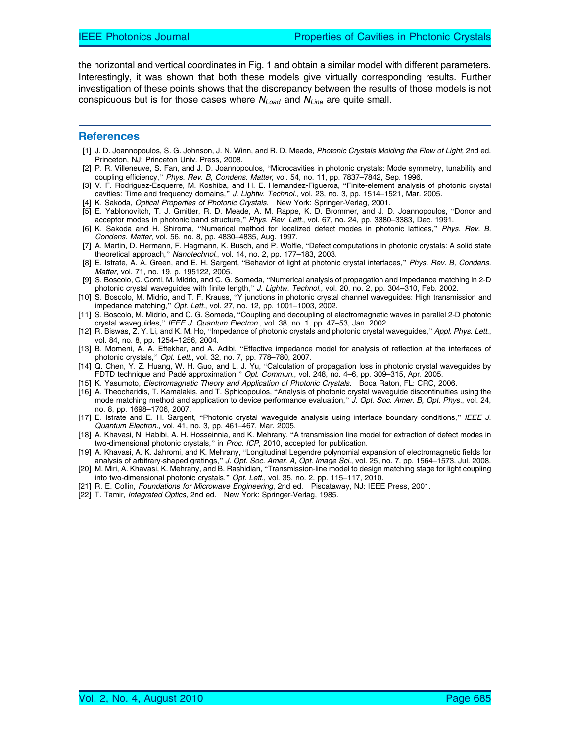the horizontal and vertical coordinates in Fig. 1 and obtain a similar model with different parameters. Interestingly, it was shown that both these models give virtually corresponding results. Further investigation of these points shows that the discrepancy between the results of those models is not conspicuous but is for those cases where $N_{Load}$ and $N_{Line}$ are quite small.

## References

[1] J. D. Joannopoulos, S. G. Johnson, J. N. Winn, and R. D. Meade, *Photonic Crystals Molding the Flow of Light,* 2nd ed. Princeton, NJ: Princeton Univ. Press, 2008.

[2] P. R. Villeneuve, S. Fan, and J. D. Joannopoulos, "Microcavities in photonic crystals: Mode symmetry, tunability and coupling efficiency," *Phys. Rev. B, Condens. Matter*, vol. 54, no. 11, pp. 7837–7842, Sep. 1996.

[3] V. F. Rodriguez-Esquerre, M. Koshiba, and H. E. Hernandez-Figueroa, "Finite-element analysis of photonic crystal cavities: Time and frequency domains," *J. Lightw. Technol.*, vol. 23, no. 3, pp. 1514–1521, Mar. 2005.

[4] K. Sakoda, *Optical Properties of Photonic Crystals.* New York: Springer-Verlag, 2001.

[5] E. Yablonovitch, T. J. Gmitter, R. D. Meade, A. M. Rappe, K. D. Brommer, and J. D. Joannopoulos, "Donor and acceptor modes in photonic band structure," *Phys. Rev. Lett.*, vol. 67, no. 24, pp. 3380–3383, Dec. 1991.

[6] K. Sakoda and H. Shiroma, "Numerical method for localized defect modes in photonic lattices," *Phys. Rev. B, Condens. Matter*, vol. 56, no. 8, pp. 4830–4835, Aug. 1997.

[7] A. Martin, D. Hermann, F. Hagmann, K. Busch, and P. Wolfle, "Defect computations in photonic crystals: A solid state theoretical approach," *Nanotechnol.*, vol. 14, no. 2, pp. 177–183, 2003.

[8] E. Istrate, A. A. Green, and E. H. Sargent, "Behavior of light at photonic crystal interfaces," *Phys. Rev. B, Condens. Matter*, vol. 71, no. 19, p. 195122, 2005.

[9] S. Boscolo, C. Conti, M. Midrio, and C. G. Someda, "Numerical analysis of propagation and impedance matching in 2-D photonic crystal waveguides with finite length," *J. Lightw. Technol.*, vol. 20, no. 2, pp. 304–310, Feb. 2002.

[10] S. Boscolo, M. Midrio, and T. F. Krauss, "Y junctions in photonic crystal channel waveguides: High transmission and impedance matching," *Opt. Lett.*, vol. 27, no. 12, pp. 1001–1003, 2002.

[11] S. Boscolo, M. Midrio, and C. G. Someda, "Coupling and decoupling of electromagnetic waves in parallel 2-D photonic crystal waveguides," *IEEE J. Quantum Electron.*, vol. 38, no. 1, pp. 47–53, Jan. 2002.

[12] R. Biswas, Z. Y. Li, and K. M. Ho, "Impedance of photonic crystals and photonic crystal waveguides," *Appl. Phys. Lett.*, vol. 84, no. 8, pp. 1254–1256, 2004.

[13] B. Momeni, A. A. Eftekhar, and A. Adibi, "Effective impedance model for analysis of reflection at the interfaces of photonic crystals," *Opt. Lett.*, vol. 32, no. 7, pp. 778–780, 2007.

[14] Q. Chen, Y. Z. Huang, W. H. Guo, and L. J. Yu, "Calculation of propagation loss in photonic crystal waveguides by FDTD technique and Padé approximation," *Opt. Commun.*, vol. 248, no. 4–6, pp. 309–315, Apr. 2005.

[15] K. Yasumoto, *Electromagnetic Theory and Application of Photonic Crystals.* Boca Raton, FL: CRC, 2006.

[16] A. Theocharidis, T. Kamalakis, and T. Sphicopoulos, "Analysis of photonic crystal waveguide discontinuities using the mode matching method and application to device performance evaluation," *J. Opt. Soc. Amer. B, Opt. Phys.*, vol. 24, no. 8, pp. 1698–1706, 2007.

[17] E. Istrate and E. H. Sargent, "Photonic crystal waveguide analysis using interface boundary conditions," *IEEE J. Quantum Electron.*, vol. 41, no. 3, pp. 461–467, Mar. 2005.

[18] A. Khavasi, N. Habibi, A. H. Hosseinnia, and K. Mehrany, "A transmission line model for extraction of defect modes in two-dimensional photonic crystals," in *Proc. ICP*, 2010, accepted for publication.

[19] A. Khavasi, A. K. Jahromi, and K. Mehrany, "Longitudinal Legendre polynomial expansion of electromagnetic fields for analysis of arbitrary-shaped gratings," *J. Opt. Soc. Amer. A, Opt. Image Sci.*, vol. 25, no. 7, pp. 1564–1573, Jul. 2008.

[20] M. Miri, A. Khavasi, K. Mehrany, and B. Rashidian, "Transmission-line model to design matching stage for light coupling into two-dimensional photonic crystals," *Opt. Lett.*, vol. 35, no. 2, pp. 115–117, 2010.

[21] R. E. Collin, *Foundations for Microwave Engineering*, 2nd ed. Piscataway, NJ: IEEE Press, 2001.

[22] T. Tamir, *Integrated Optics,* 2nd ed. New York: Springer-Verlag, 1985.